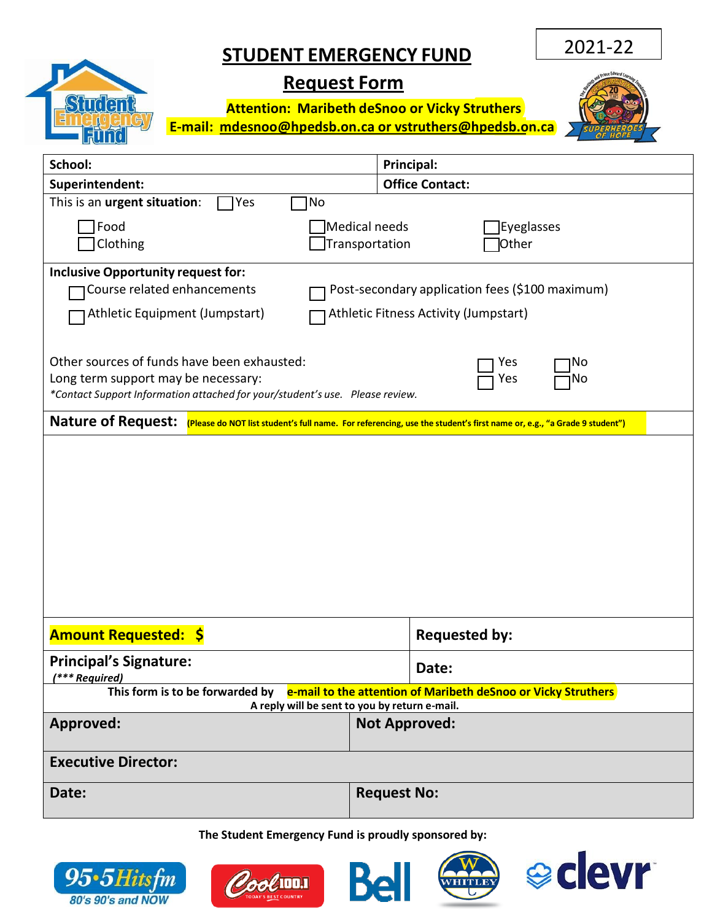2021-22

# STUDENT EMERGENCY FUND

## Request Form

**Attention: Maribeth deSnoo or Vicky Struthers**

**E-mail: mdesnoo@hpedsb.on.ca or vstruthers@hpedsb.on.ca**

| | |
|---|---|
| **School:** | **Principal:** |
| **Superintendent:** | **Office Contact:** |

This is an **urgent situation**: ☐ Yes ☐ No

☐ Food ☐ Medical needs ☐ Eyeglasses
☐ Clothing ☐ Transportation ☐ Other

**Inclusive Opportunity request for:**

☐ Course related enhancements ☐ Post-secondary application fees ($100 maximum)
☐ Athletic Equipment (Jumpstart) ☐ Athletic Fitness Activity (Jumpstart)

Other sources of funds have been exhausted: ☐ Yes ☐ No
Long term support may be necessary: ☐ Yes ☐ No
*\*Contact Support Information attached for your/student's use. Please review.*

**Nature of Request:** **(Please do NOT list student's full name. For referencing, use the student's first name or, e.g., "a Grade 9 student")**

| | |
|---|---|
| **Amount Requested: $** | **Requested by:** |
| **Principal's Signature:** *(\*\*\* Required)* | **Date:** |

**This form is to be forwarded by e-mail to the attention of Maribeth deSnoo or Vicky Struthers**
**A reply will be sent to you by return e-mail.**

| | |
|---|---|
| **Approved:** | **Not Approved:** |
| **Executive Director:** | |
| **Date:** | **Request No:** |

**The Student Emergency Fund is proudly sponsored by:**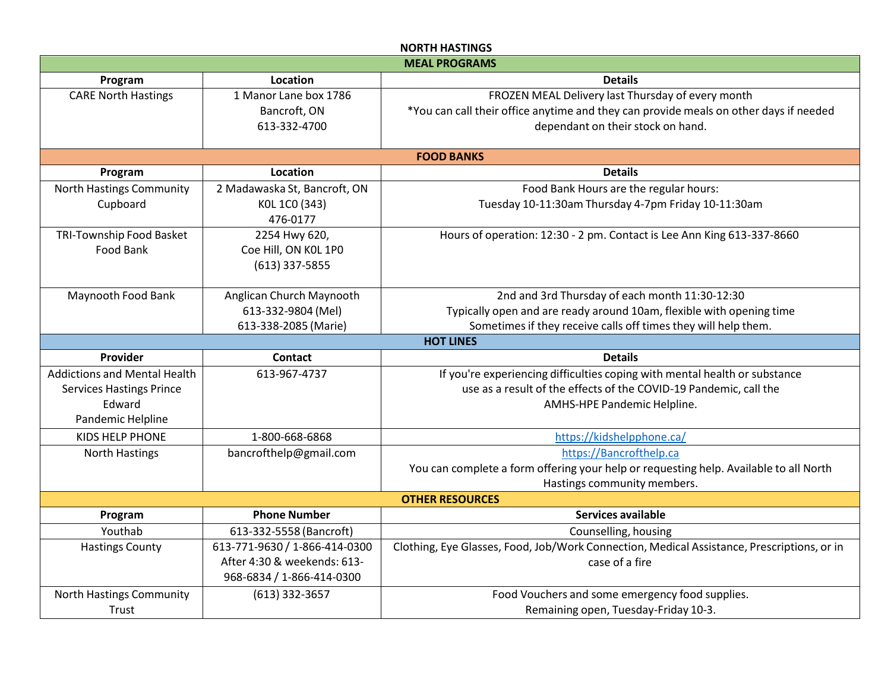## NORTH HASTINGS

### MEAL PROGRAMS

| Program | Location | Details |
|---|---|---|
| CARE North Hastings | 1 Manor Lane box 1786 Bancroft, ON 613-332-4700 | FROZEN MEAL Delivery last Thursday of every month *You can call their office anytime and they can provide meals on other days if needed dependant on their stock on hand. |

### FOOD BANKS

| Program | Location | Details |
|---|---|---|
| North Hastings Community Cupboard | 2 Madawaska St, Bancroft, ON K0L 1C0 (343) 476-0177 | Food Bank Hours are the regular hours: Tuesday 10-11:30am Thursday 4-7pm Friday 10-11:30am |
| TRI-Township Food Basket Food Bank | 2254 Hwy 620, Coe Hill, ON K0L 1P0 (613) 337-5855 | Hours of operation: 12:30 - 2 pm. Contact is Lee Ann King 613-337-8660 |
| Maynooth Food Bank | Anglican Church Maynooth 613-332-9804 (Mel) 613-338-2085 (Marie) | 2nd and 3rd Thursday of each month 11:30-12:30 Typically open and are ready around 10am, flexible with opening time Sometimes if they receive calls off times they will help them. |

### HOT LINES

| Provider | Contact | Details |
|---|---|---|
| Addictions and Mental Health Services Hastings Prince Edward Pandemic Helpline | 613-967-4737 | If you're experiencing difficulties coping with mental health or substance use as a result of the effects of the COVID-19 Pandemic, call the AMHS-HPE Pandemic Helpline. |
| KIDS HELP PHONE | 1-800-668-6868 | https://kidshelpphone.ca/ |
| North Hastings | bancrofthelp@gmail.com | https://Bancrofthelp.ca You can complete a form offering your help or requesting help. Available to all North Hastings community members. |

### OTHER RESOURCES

| Program | Phone Number | Services available |
|---|---|---|
| Youthab | 613-332-5558 (Bancroft) | Counselling, housing |
| Hastings County | 613-771-9630 / 1-866-414-0300 After 4:30 & weekends: 613-968-6834 / 1-866-414-0300 | Clothing, Eye Glasses, Food, Job/Work Connection, Medical Assistance, Prescriptions, or in case of a fire |
| North Hastings Community Trust | (613) 332-3657 | Food Vouchers and some emergency food supplies. Remaining open, Tuesday-Friday 10-3. |